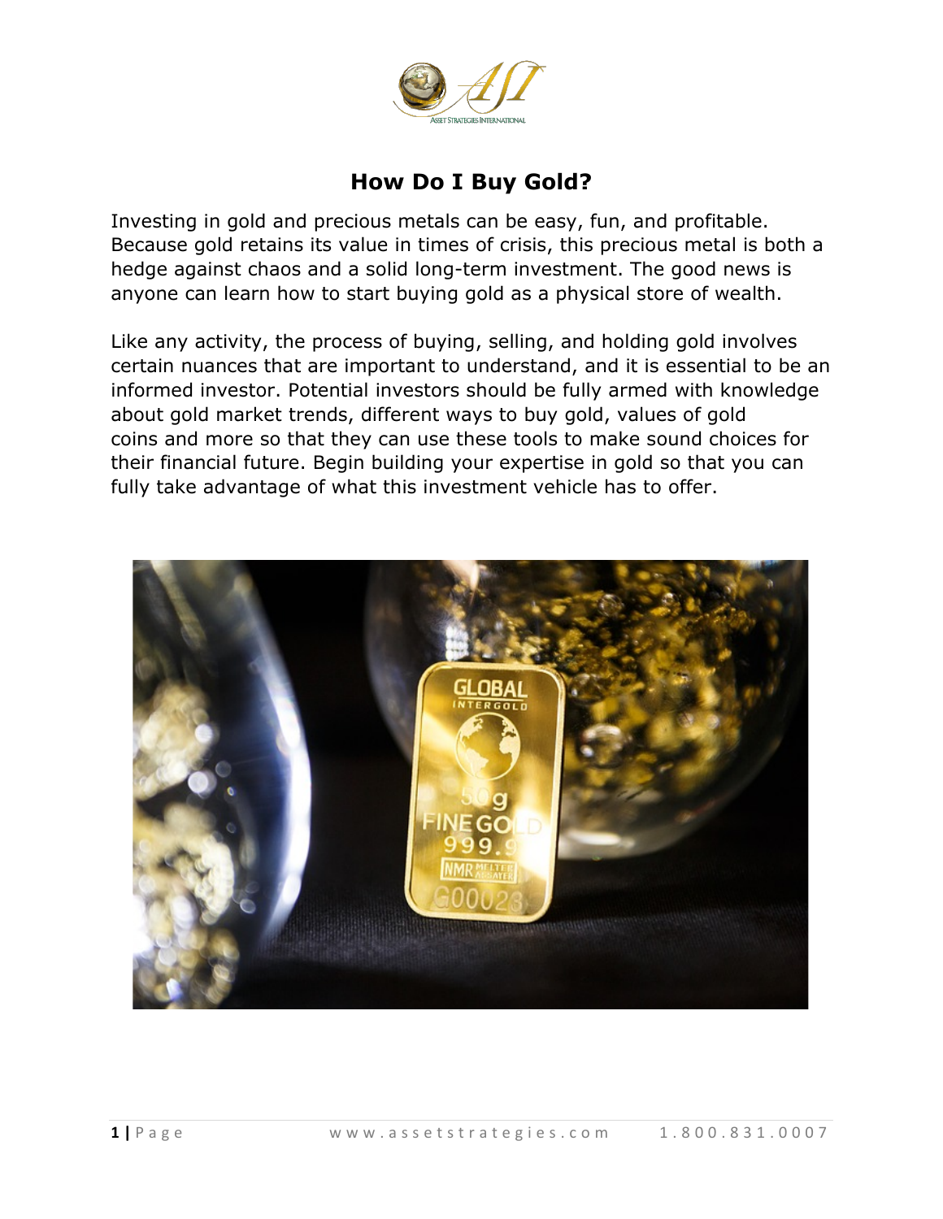# How Do I Buy Gold?

Investing in gold and precious metals can be easy, fun, and profitable. Because gold retains its value in times of crisis, this precious metal is both a hedge against chaos and a solid long-term investment. The good news is anyone can learn how to start buying gold as a physical store of wealth.

Like any activity, the process of buying, selling, and holding gold involves certain nuances that are important to understand, and it is essential to be an informed investor. Potential investors should be fully armed with knowledge about gold market trends, different ways to buy gold, values of gold coins and more so that they can use these tools to make sound choices for their financial future. Begin building your expertise in gold so that you can fully take advantage of what this investment vehicle has to offer.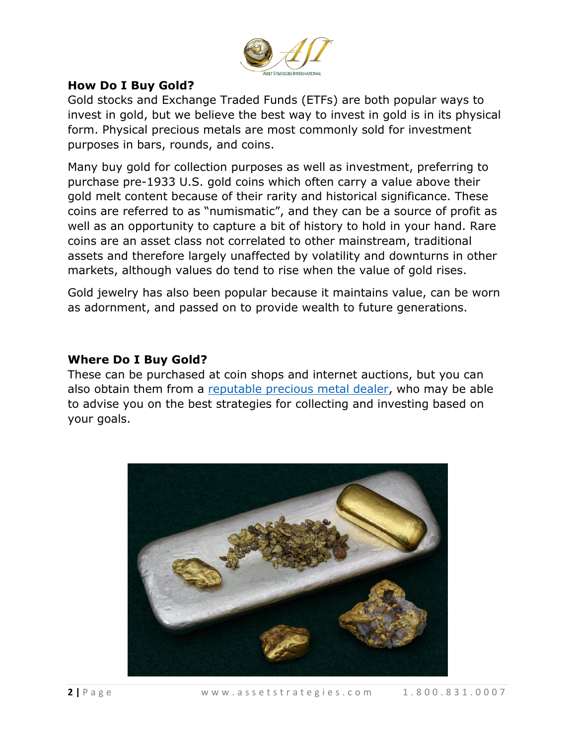## How Do I Buy Gold?

Gold stocks and Exchange Traded Funds (ETFs) are both popular ways to invest in gold, but we believe the best way to invest in gold is in its physical form. Physical precious metals are most commonly sold for investment purposes in bars, rounds, and coins.

Many buy gold for collection purposes as well as investment, preferring to purchase pre-1933 U.S. gold coins which often carry a value above their gold melt content because of their rarity and historical significance. These coins are referred to as "numismatic", and they can be a source of profit as well as an opportunity to capture a bit of history to hold in your hand. Rare coins are an asset class not correlated to other mainstream, traditional assets and therefore largely unaffected by volatility and downturns in other markets, although values do tend to rise when the value of gold rises.

Gold jewelry has also been popular because it maintains value, can be worn as adornment, and passed on to provide wealth to future generations.

## Where Do I Buy Gold?

These can be purchased at coin shops and internet auctions, but you can also obtain them from a reputable precious metal dealer, who may be able to advise you on the best strategies for collecting and investing based on your goals.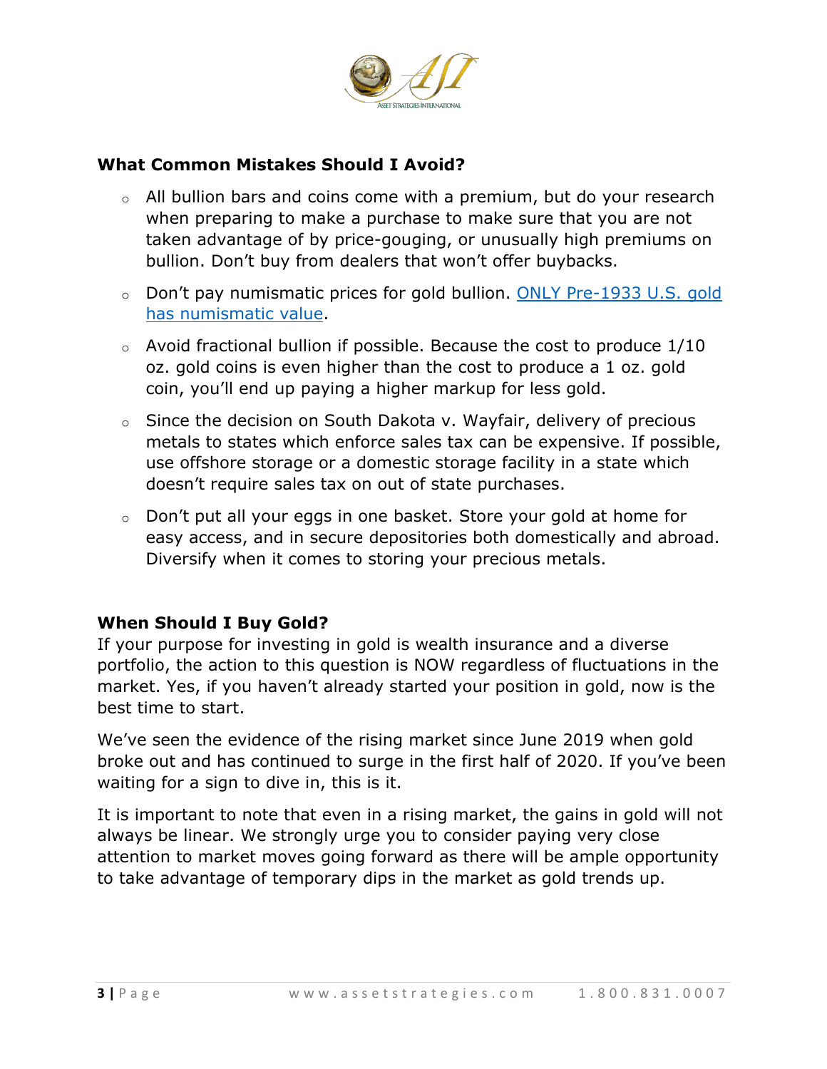## What Common Mistakes Should I Avoid?

- All bullion bars and coins come with a premium, but do your research when preparing to make a purchase to make sure that you are not taken advantage of by price-gouging, or unusually high premiums on bullion. Don't buy from dealers that won't offer buybacks.
- Don't pay numismatic prices for gold bullion. [ONLY Pre-1933 U.S. gold has numismatic value]().
- Avoid fractional bullion if possible. Because the cost to produce 1/10 oz. gold coins is even higher than the cost to produce a 1 oz. gold coin, you'll end up paying a higher markup for less gold.
- Since the decision on South Dakota v. Wayfair, delivery of precious metals to states which enforce sales tax can be expensive. If possible, use offshore storage or a domestic storage facility in a state which doesn't require sales tax on out of state purchases.
- Don't put all your eggs in one basket. Store your gold at home for easy access, and in secure depositories both domestically and abroad. Diversify when it comes to storing your precious metals.

## When Should I Buy Gold?

If your purpose for investing in gold is wealth insurance and a diverse portfolio, the action to this question is NOW regardless of fluctuations in the market. Yes, if you haven't already started your position in gold, now is the best time to start.

We've seen the evidence of the rising market since June 2019 when gold broke out and has continued to surge in the first half of 2020. If you've been waiting for a sign to dive in, this is it.

It is important to note that even in a rising market, the gains in gold will not always be linear. We strongly urge you to consider paying very close attention to market moves going forward as there will be ample opportunity to take advantage of temporary dips in the market as gold trends up.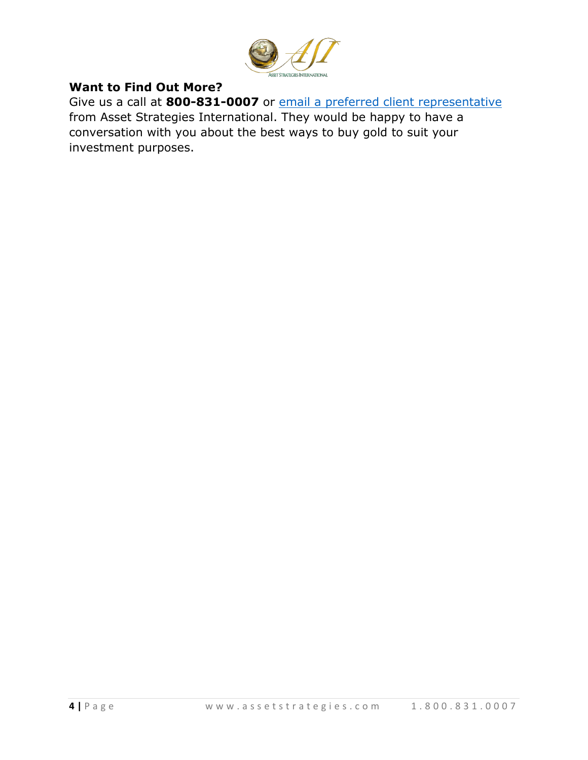**Want to Find Out More?**

Give us a call at **800-831-0007** or email a preferred client representative from Asset Strategies International. They would be happy to have a conversation with you about the best ways to buy gold to suit your investment purposes.